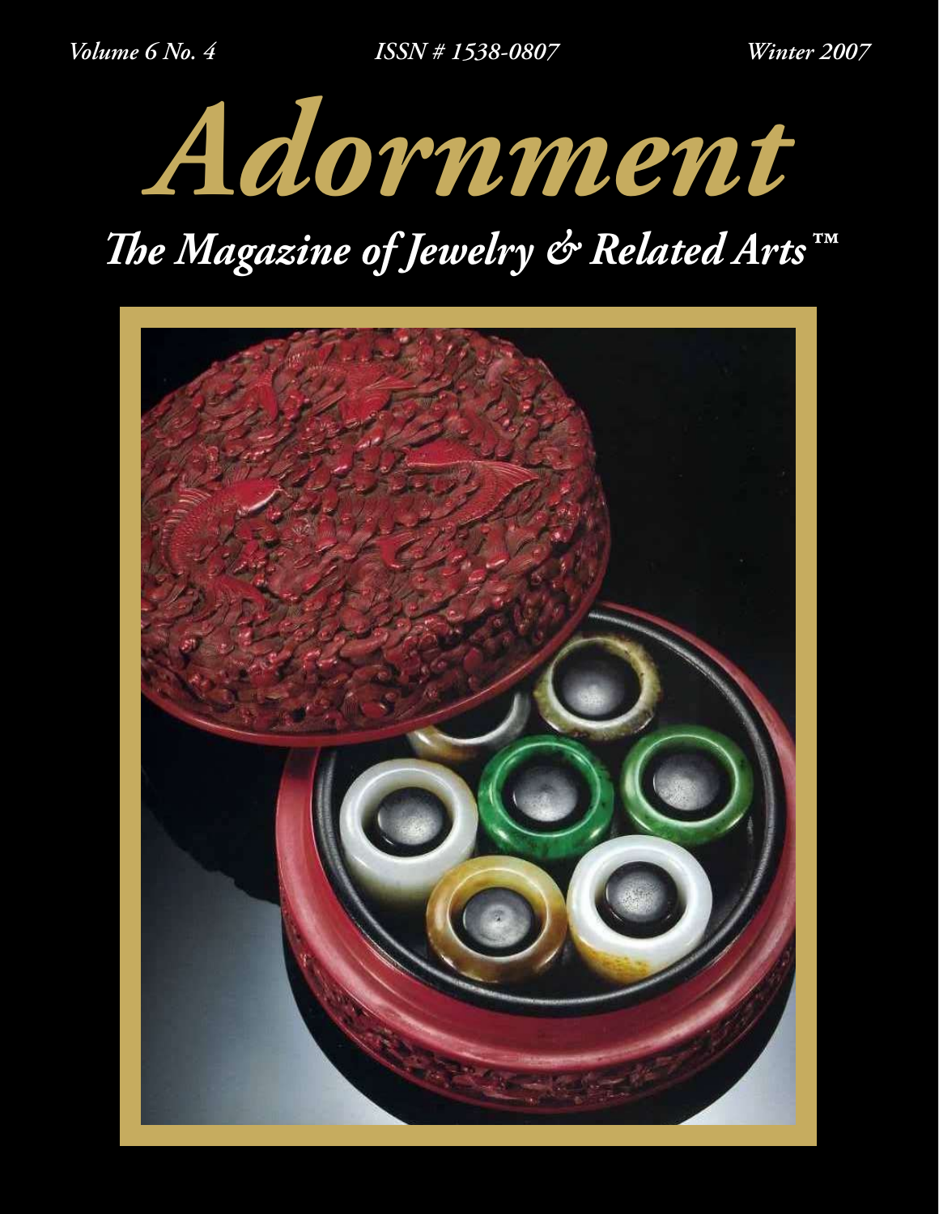*Volume 6 No. 4* *ISSN # 1538-0807* *Winter 2007*

# *Adornment*

## *The Magazine of Jewelry & Related Arts™*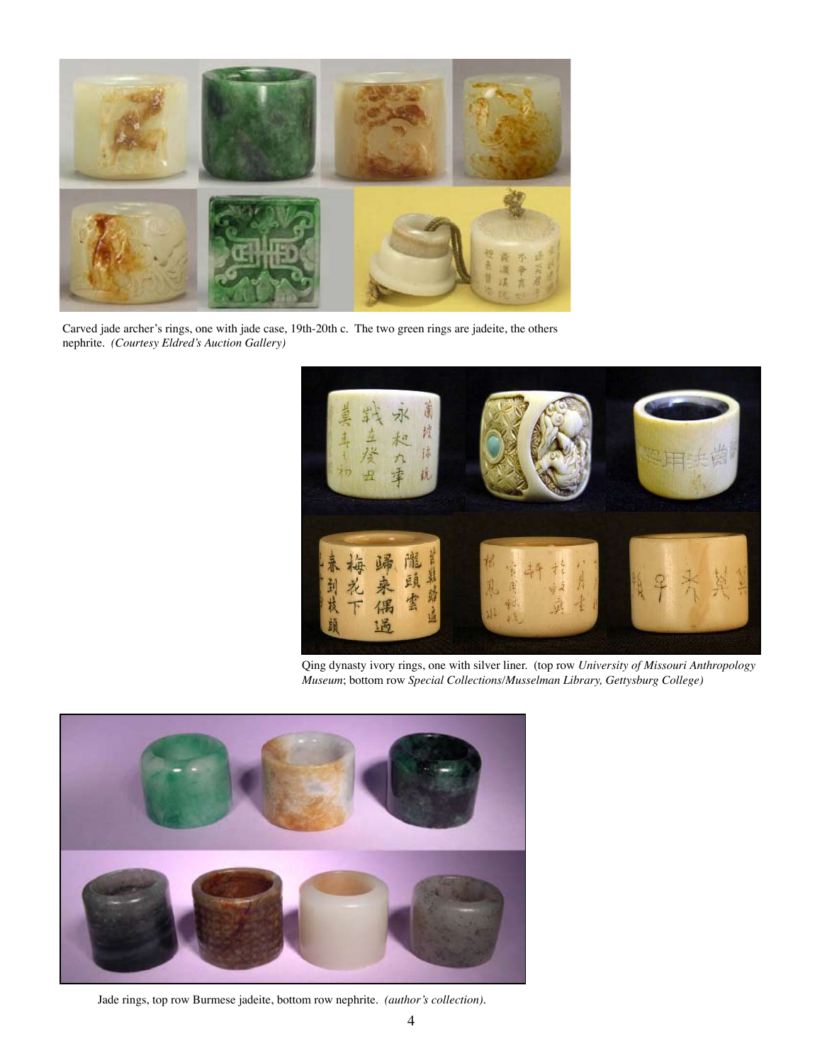Carved jade archer's rings, one with jade case, 19th-20th c. The two green rings are jadeite, the others nephrite. *(Courtesy Eldred's Auction Gallery)*

Qing dynasty ivory rings, one with silver liner. (top row *University of Missouri Anthropology Museum*; bottom row *Special Collections/Musselman Library, Gettysburg College)*

Jade rings, top row Burmese jadeite, bottom row nephrite. *(author's collection).*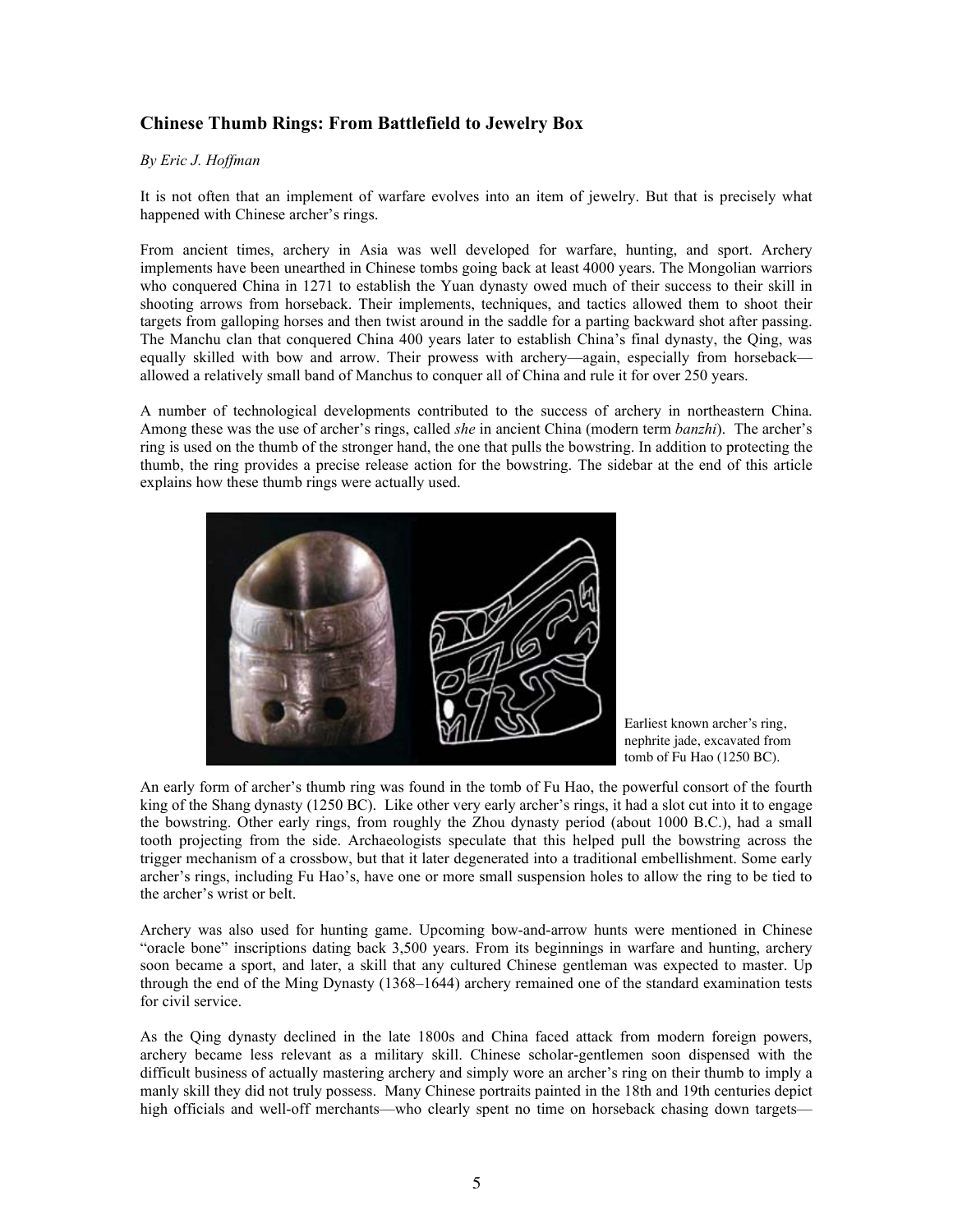## Chinese Thumb Rings: From Battlefield to Jewelry Box

*By Eric J. Hoffman*

It is not often that an implement of warfare evolves into an item of jewelry. But that is precisely what happened with Chinese archer's rings.

From ancient times, archery in Asia was well developed for warfare, hunting, and sport. Archery implements have been unearthed in Chinese tombs going back at least 4000 years. The Mongolian warriors who conquered China in 1271 to establish the Yuan dynasty owed much of their success to their skill in shooting arrows from horseback. Their implements, techniques, and tactics allowed them to shoot their targets from galloping horses and then twist around in the saddle for a parting backward shot after passing. The Manchu clan that conquered China 400 years later to establish China's final dynasty, the Qing, was equally skilled with bow and arrow. Their prowess with archery—again, especially from horseback—allowed a relatively small band of Manchus to conquer all of China and rule it for over 250 years.

A number of technological developments contributed to the success of archery in northeastern China. Among these was the use of archer's rings, called *she* in ancient China (modern term *banzhi*). The archer's ring is used on the thumb of the stronger hand, the one that pulls the bowstring. In addition to protecting the thumb, the ring provides a precise release action for the bowstring. The sidebar at the end of this article explains how these thumb rings were actually used.

Earliest known archer's ring, nephrite jade, excavated from tomb of Fu Hao (1250 BC).

An early form of archer's thumb ring was found in the tomb of Fu Hao, the powerful consort of the fourth king of the Shang dynasty (1250 BC). Like other very early archer's rings, it had a slot cut into it to engage the bowstring. Other early rings, from roughly the Zhou dynasty period (about 1000 B.C.), had a small tooth projecting from the side. Archaeologists speculate that this helped pull the bowstring across the trigger mechanism of a crossbow, but that it later degenerated into a traditional embellishment. Some early archer's rings, including Fu Hao's, have one or more small suspension holes to allow the ring to be tied to the archer's wrist or belt.

Archery was also used for hunting game. Upcoming bow-and-arrow hunts were mentioned in Chinese "oracle bone" inscriptions dating back 3,500 years. From its beginnings in warfare and hunting, archery soon became a sport, and later, a skill that any cultured Chinese gentleman was expected to master. Up through the end of the Ming Dynasty (1368–1644) archery remained one of the standard examination tests for civil service.

As the Qing dynasty declined in the late 1800s and China faced attack from modern foreign powers, archery became less relevant as a military skill. Chinese scholar-gentlemen soon dispensed with the difficult business of actually mastering archery and simply wore an archer's ring on their thumb to imply a manly skill they did not truly possess. Many Chinese portraits painted in the 18th and 19th centuries depict high officials and well-off merchants—who clearly spent no time on horseback chasing down targets—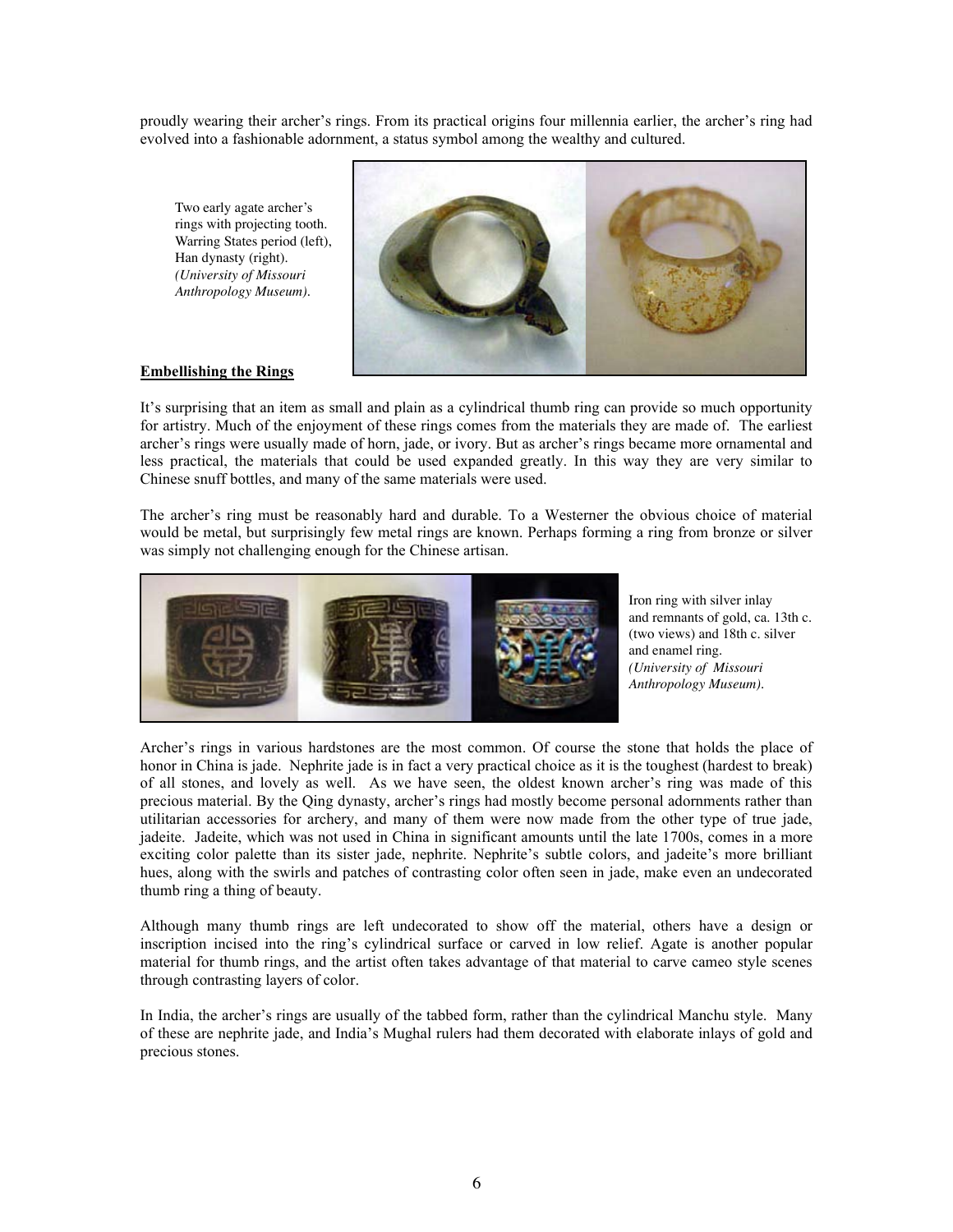proudly wearing their archer's rings. From its practical origins four millennia earlier, the archer's ring had evolved into a fashionable adornment, a status symbol among the wealthy and cultured.

Two early agate archer's rings with projecting tooth. Warring States period (left), Han dynasty (right). *(University of Missouri Anthropology Museum).*

## Embellishing the Rings

It's surprising that an item as small and plain as a cylindrical thumb ring can provide so much opportunity for artistry. Much of the enjoyment of these rings comes from the materials they are made of. The earliest archer's rings were usually made of horn, jade, or ivory. But as archer's rings became more ornamental and less practical, the materials that could be used expanded greatly. In this way they are very similar to Chinese snuff bottles, and many of the same materials were used.

The archer's ring must be reasonably hard and durable. To a Westerner the obvious choice of material would be metal, but surprisingly few metal rings are known. Perhaps forming a ring from bronze or silver was simply not challenging enough for the Chinese artisan.

Iron ring with silver inlay and remnants of gold, ca. 13th c. (two views) and 18th c. silver and enamel ring. *(University of Missouri Anthropology Museum).*

Archer's rings in various hardstones are the most common. Of course the stone that holds the place of honor in China is jade. Nephrite jade is in fact a very practical choice as it is the toughest (hardest to break) of all stones, and lovely as well. As we have seen, the oldest known archer's ring was made of this precious material. By the Qing dynasty, archer's rings had mostly become personal adornments rather than utilitarian accessories for archery, and many of them were now made from the other type of true jade, jadeite. Jadeite, which was not used in China in significant amounts until the late 1700s, comes in a more exciting color palette than its sister jade, nephrite. Nephrite's subtle colors, and jadeite's more brilliant hues, along with the swirls and patches of contrasting color often seen in jade, make even an undecorated thumb ring a thing of beauty.

Although many thumb rings are left undecorated to show off the material, others have a design or inscription incised into the ring's cylindrical surface or carved in low relief. Agate is another popular material for thumb rings, and the artist often takes advantage of that material to carve cameo style scenes through contrasting layers of color.

In India, the archer's rings are usually of the tabbed form, rather than the cylindrical Manchu style. Many of these are nephrite jade, and India's Mughal rulers had them decorated with elaborate inlays of gold and precious stones.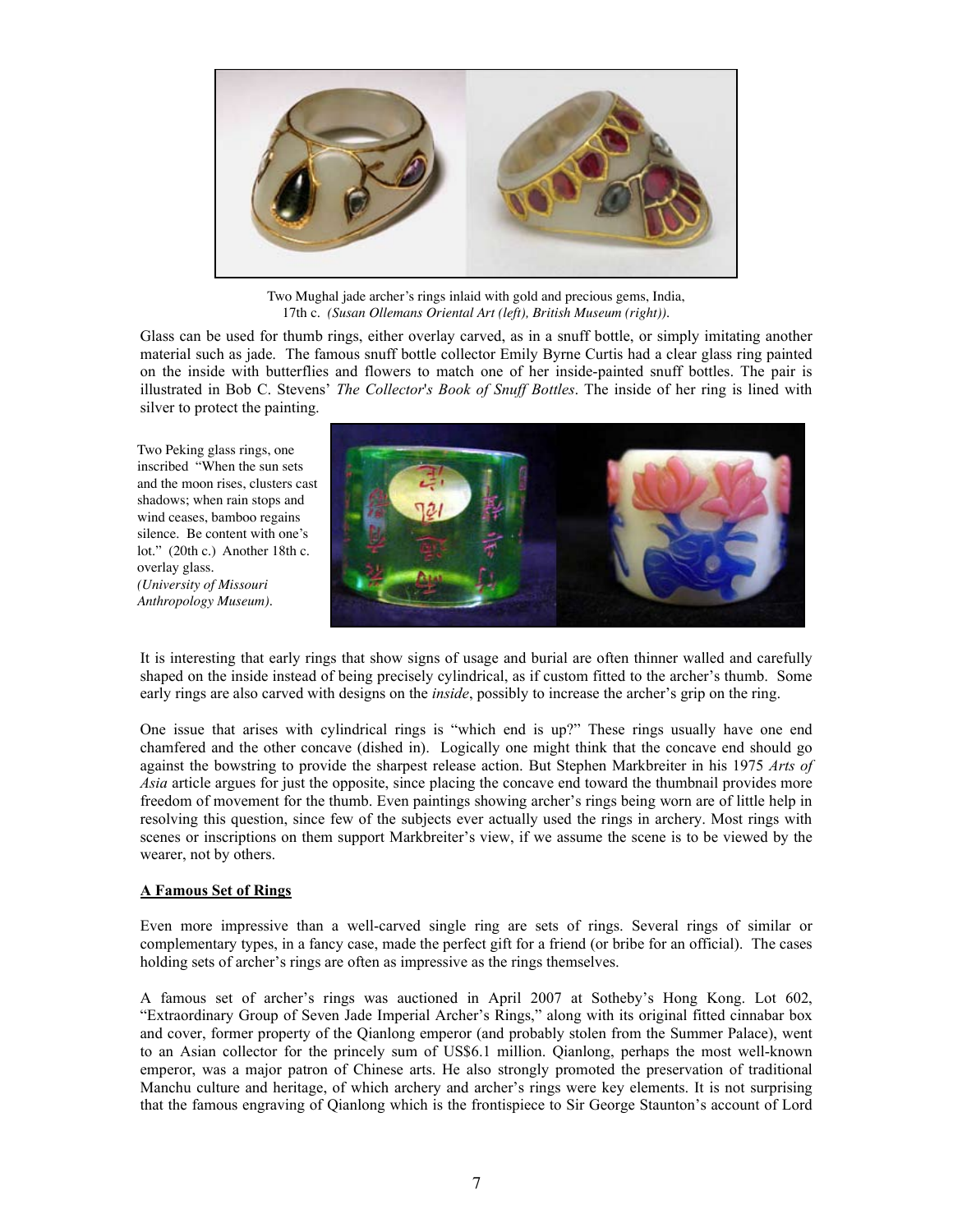Two Mughal jade archer's rings inlaid with gold and precious gems, India, 17th c. *(Susan Ollemans Oriental Art (left), British Museum (right)).*

Glass can be used for thumb rings, either overlay carved, as in a snuff bottle, or simply imitating another material such as jade. The famous snuff bottle collector Emily Byrne Curtis had a clear glass ring painted on the inside with butterflies and flowers to match one of her inside-painted snuff bottles. The pair is illustrated in Bob C. Stevens' *The Collector's Book of Snuff Bottles*. The inside of her ring is lined with silver to protect the painting.

Two Peking glass rings, one inscribed "When the sun sets and the moon rises, clusters cast shadows; when rain stops and wind ceases, bamboo regains silence. Be content with one's lot." (20th c.) Another 18th c. overlay glass. *(University of Missouri Anthropology Museum).*

It is interesting that early rings that show signs of usage and burial are often thinner walled and carefully shaped on the inside instead of being precisely cylindrical, as if custom fitted to the archer's thumb. Some early rings are also carved with designs on the *inside*, possibly to increase the archer's grip on the ring.

One issue that arises with cylindrical rings is "which end is up?" These rings usually have one end chamfered and the other concave (dished in). Logically one might think that the concave end should go against the bowstring to provide the sharpest release action. But Stephen Markbreiter in his 1975 *Arts of Asia* article argues for just the opposite, since placing the concave end toward the thumbnail provides more freedom of movement for the thumb. Even paintings showing archer's rings being worn are of little help in resolving this question, since few of the subjects ever actually used the rings in archery. Most rings with scenes or inscriptions on them support Markbreiter's view, if we assume the scene is to be viewed by the wearer, not by others.

## A Famous Set of Rings

Even more impressive than a well-carved single ring are sets of rings. Several rings of similar or complementary types, in a fancy case, made the perfect gift for a friend (or bribe for an official). The cases holding sets of archer's rings are often as impressive as the rings themselves.

A famous set of archer's rings was auctioned in April 2007 at Sotheby's Hong Kong. Lot 602, "Extraordinary Group of Seven Jade Imperial Archer's Rings," along with its original fitted cinnabar box and cover, former property of the Qianlong emperor (and probably stolen from the Summer Palace), went to an Asian collector for the princely sum of US$6.1 million. Qianlong, perhaps the most well-known emperor, was a major patron of Chinese arts. He also strongly promoted the preservation of traditional Manchu culture and heritage, of which archery and archer's rings were key elements. It is not surprising that the famous engraving of Qianlong which is the frontispiece to Sir George Staunton's account of Lord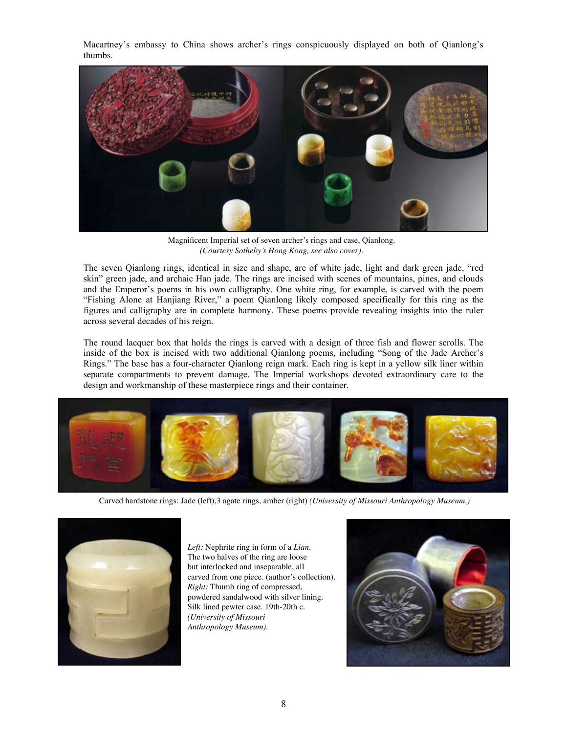Macartney's embassy to China shows archer's rings conspicuously displayed on both of Qianlong's thumbs.

Magnificent Imperial set of seven archer's rings and case, Qianlong.
*(Courtesy Sotheby's Hong Kong, see also cover).*

The seven Qianlong rings, identical in size and shape, are of white jade, light and dark green jade, "red skin" green jade, and archaic Han jade. The rings are incised with scenes of mountains, pines, and clouds and the Emperor's poems in his own calligraphy. One white ring, for example, is carved with the poem "Fishing Alone at Hanjiang River," a poem Qianlong likely composed specifically for this ring as the figures and calligraphy are in complete harmony. These poems provide revealing insights into the ruler across several decades of his reign.

The round lacquer box that holds the rings is carved with a design of three fish and flower scrolls. The inside of the box is incised with two additional Qianlong poems, including "Song of the Jade Archer's Rings." The base has a four-character Qianlong reign mark. Each ring is kept in a yellow silk liner within separate compartments to prevent damage. The Imperial workshops devoted extraordinary care to the design and workmanship of these masterpiece rings and their container.

Carved hardstone rings: Jade (left),3 agate rings, amber (right) *(University of Missouri Anthropology Museum.)*

*Left:* Nephrite ring in form of a *Lian*. The two halves of the ring are loose but interlocked and inseparable, all carved from one piece. (author's collection). *Right:* Thumb ring of compressed, powdered sandalwood with silver lining. Silk lined pewter case. 19th-20th c. *(University of Missouri Anthropology Museum).*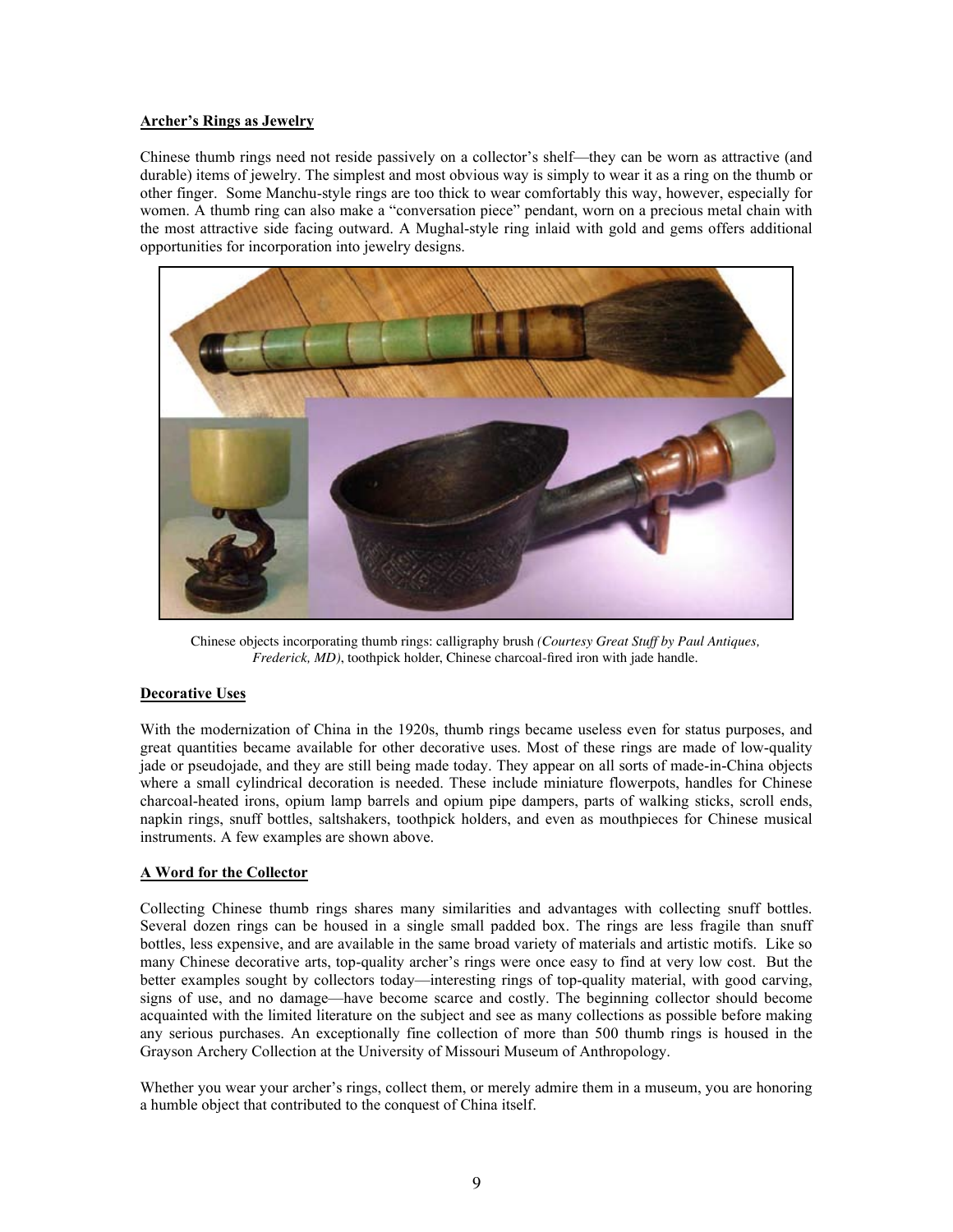## Archer's Rings as Jewelry

Chinese thumb rings need not reside passively on a collector's shelf—they can be worn as attractive (and durable) items of jewelry. The simplest and most obvious way is simply to wear it as a ring on the thumb or other finger. Some Manchu-style rings are too thick to wear comfortably this way, however, especially for women. A thumb ring can also make a "conversation piece" pendant, worn on a precious metal chain with the most attractive side facing outward. A Mughal-style ring inlaid with gold and gems offers additional opportunities for incorporation into jewelry designs.

Chinese objects incorporating thumb rings: calligraphy brush *(Courtesy Great Stuff by Paul Antiques, Frederick, MD)*, toothpick holder, Chinese charcoal-fired iron with jade handle.

## Decorative Uses

With the modernization of China in the 1920s, thumb rings became useless even for status purposes, and great quantities became available for other decorative uses. Most of these rings are made of low-quality jade or pseudojade, and they are still being made today. They appear on all sorts of made-in-China objects where a small cylindrical decoration is needed. These include miniature flowerpots, handles for Chinese charcoal-heated irons, opium lamp barrels and opium pipe dampers, parts of walking sticks, scroll ends, napkin rings, snuff bottles, saltshakers, toothpick holders, and even as mouthpieces for Chinese musical instruments. A few examples are shown above.

## A Word for the Collector

Collecting Chinese thumb rings shares many similarities and advantages with collecting snuff bottles. Several dozen rings can be housed in a single small padded box. The rings are less fragile than snuff bottles, less expensive, and are available in the same broad variety of materials and artistic motifs. Like so many Chinese decorative arts, top-quality archer's rings were once easy to find at very low cost. But the better examples sought by collectors today—interesting rings of top-quality material, with good carving, signs of use, and no damage—have become scarce and costly. The beginning collector should become acquainted with the limited literature on the subject and see as many collections as possible before making any serious purchases. An exceptionally fine collection of more than 500 thumb rings is housed in the Grayson Archery Collection at the University of Missouri Museum of Anthropology.

Whether you wear your archer's rings, collect them, or merely admire them in a museum, you are honoring a humble object that contributed to the conquest of China itself.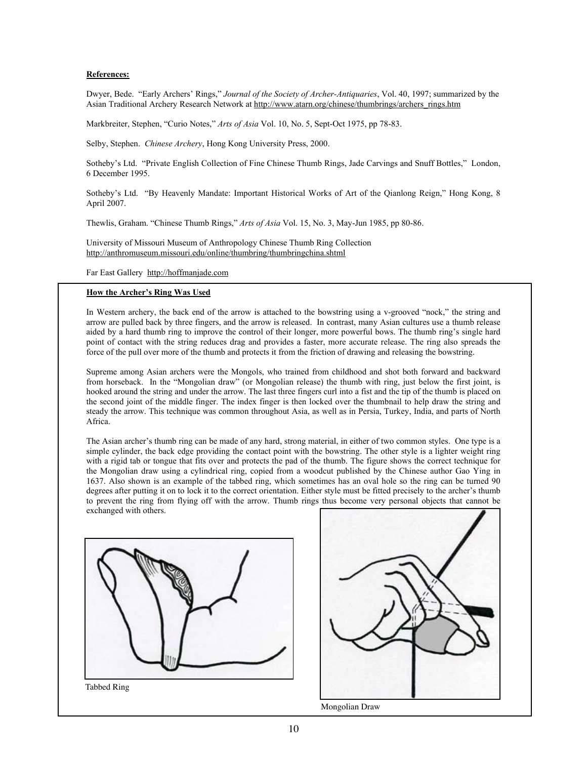**References:**

Dwyer, Bede. "Early Archers' Rings," *Journal of the Society of Archer-Antiquaries*, Vol. 40, 1997; summarized by the Asian Traditional Archery Research Network at http://www.atarn.org/chinese/thumbrings/archers_rings.htm

Markbreiter, Stephen, "Curio Notes," *Arts of Asia* Vol. 10, No. 5, Sept-Oct 1975, pp 78-83.

Selby, Stephen. *Chinese Archery*, Hong Kong University Press, 2000.

Sotheby's Ltd. "Private English Collection of Fine Chinese Thumb Rings, Jade Carvings and Snuff Bottles," London, 6 December 1995.

Sotheby's Ltd. "By Heavenly Mandate: Important Historical Works of Art of the Qianlong Reign," Hong Kong, 8 April 2007.

Thewlis, Graham. "Chinese Thumb Rings," *Arts of Asia* Vol. 15, No. 3, May-Jun 1985, pp 80-86.

University of Missouri Museum of Anthropology Chinese Thumb Ring Collection http://anthromuseum.missouri.edu/online/thumbring/thumbringchina.shtml

Far East Gallery http://hoffmanjade.com

**How the Archer's Ring Was Used**

In Western archery, the back end of the arrow is attached to the bowstring using a v-grooved "nock," the string and arrow are pulled back by three fingers, and the arrow is released. In contrast, many Asian cultures use a thumb release aided by a hard thumb ring to improve the control of their longer, more powerful bows. The thumb ring's single hard point of contact with the string reduces drag and provides a faster, more accurate release. The ring also spreads the force of the pull over more of the thumb and protects it from the friction of drawing and releasing the bowstring.

Supreme among Asian archers were the Mongols, who trained from childhood and shot both forward and backward from horseback. In the "Mongolian draw" (or Mongolian release) the thumb with ring, just below the first joint, is hooked around the string and under the arrow. The last three fingers curl into a fist and the tip of the thumb is placed on the second joint of the middle finger. The index finger is then locked over the thumbnail to help draw the string and steady the arrow. This technique was common throughout Asia, as well as in Persia, Turkey, India, and parts of North Africa.

The Asian archer's thumb ring can be made of any hard, strong material, in either of two common styles. One type is a simple cylinder, the back edge providing the contact point with the bowstring. The other style is a lighter weight ring with a rigid tab or tongue that fits over and protects the pad of the thumb. The figure shows the correct technique for the Mongolian draw using a cylindrical ring, copied from a woodcut published by the Chinese author Gao Ying in 1637. Also shown is an example of the tabbed ring, which sometimes has an oval hole so the ring can be turned 90 degrees after putting it on to lock it to the correct orientation. Either style must be fitted precisely to the archer's thumb to prevent the ring from flying off with the arrow. Thumb rings thus become very personal objects that cannot be exchanged with others.

Tabbed Ring

Mongolian Draw